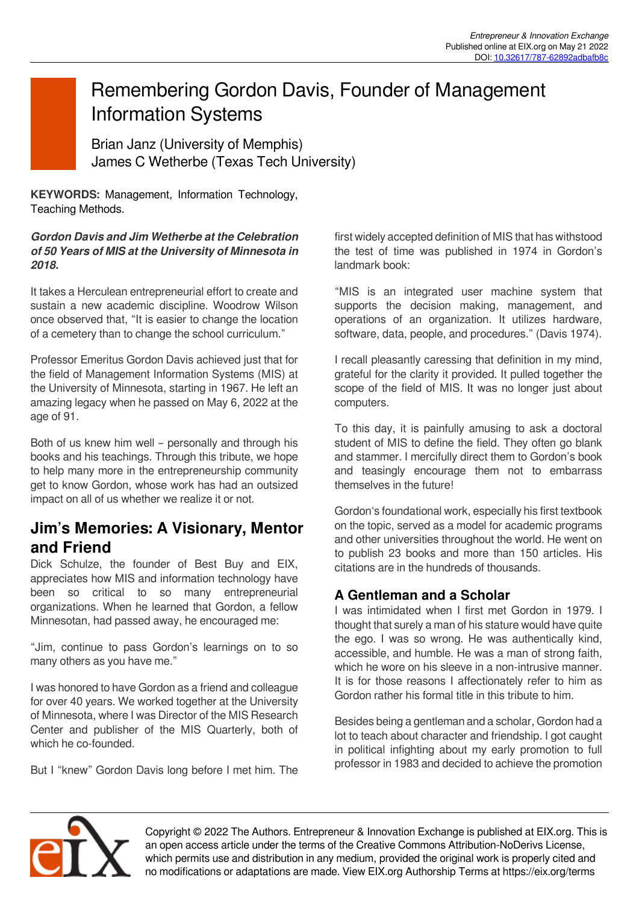# Remembering Gordon Davis, Founder of Management Information Systems

Brian Janz (University of Memphis)
James C Wetherbe (Texas Tech University)

**KEYWORDS:** Management, Information Technology, Teaching Methods.

***Gordon Davis and Jim Wetherbe at the Celebration of 50 Years of MIS at the University of Minnesota in 2018.***

It takes a Herculean entrepreneurial effort to create and sustain a new academic discipline. Woodrow Wilson once observed that, "It is easier to change the location of a cemetery than to change the school curriculum."

Professor Emeritus Gordon Davis achieved just that for the field of Management Information Systems (MIS) at the University of Minnesota, starting in 1967. He left an amazing legacy when he passed on May 6, 2022 at the age of 91.

Both of us knew him well – personally and through his books and his teachings. Through this tribute, we hope to help many more in the entrepreneurship community get to know Gordon, whose work has had an outsized impact on all of us whether we realize it or not.

## Jim's Memories: A Visionary, Mentor and Friend

Dick Schulze, the founder of Best Buy and EIX, appreciates how MIS and information technology have been so critical to so many entrepreneurial organizations. When he learned that Gordon, a fellow Minnesotan, had passed away, he encouraged me:

"Jim, continue to pass Gordon's learnings on to so many others as you have me."

I was honored to have Gordon as a friend and colleague for over 40 years. We worked together at the University of Minnesota, where I was Director of the MIS Research Center and publisher of the MIS Quarterly, both of which he co-founded.

But I "knew" Gordon Davis long before I met him. The first widely accepted definition of MIS that has withstood the test of time was published in 1974 in Gordon's landmark book:

"MIS is an integrated user machine system that supports the decision making, management, and operations of an organization. It utilizes hardware, software, data, people, and procedures." (Davis 1974).

I recall pleasantly caressing that definition in my mind, grateful for the clarity it provided. It pulled together the scope of the field of MIS. It was no longer just about computers.

To this day, it is painfully amusing to ask a doctoral student of MIS to define the field. They often go blank and stammer. I mercifully direct them to Gordon's book and teasingly encourage them not to embarrass themselves in the future!

Gordon's foundational work, especially his first textbook on the topic, served as a model for academic programs and other universities throughout the world. He went on to publish 23 books and more than 150 articles. His citations are in the hundreds of thousands.

### A Gentleman and a Scholar

I was intimidated when I first met Gordon in 1979. I thought that surely a man of his stature would have quite the ego. I was so wrong. He was authentically kind, accessible, and humble. He was a man of strong faith, which he wore on his sleeve in a non-intrusive manner. It is for those reasons I affectionately refer to him as Gordon rather his formal title in this tribute to him.

Besides being a gentleman and a scholar, Gordon had a lot to teach about character and friendship. I got caught in political infighting about my early promotion to full professor in 1983 and decided to achieve the promotion

Copyright © 2022 The Authors. Entrepreneur & Innovation Exchange is published at EIX.org. This is an open access article under the terms of the Creative Commons Attribution-NoDerivs License, which permits use and distribution in any medium, provided the original work is properly cited and no modifications or adaptations are made. View EIX.org Authorship Terms at https://eix.org/terms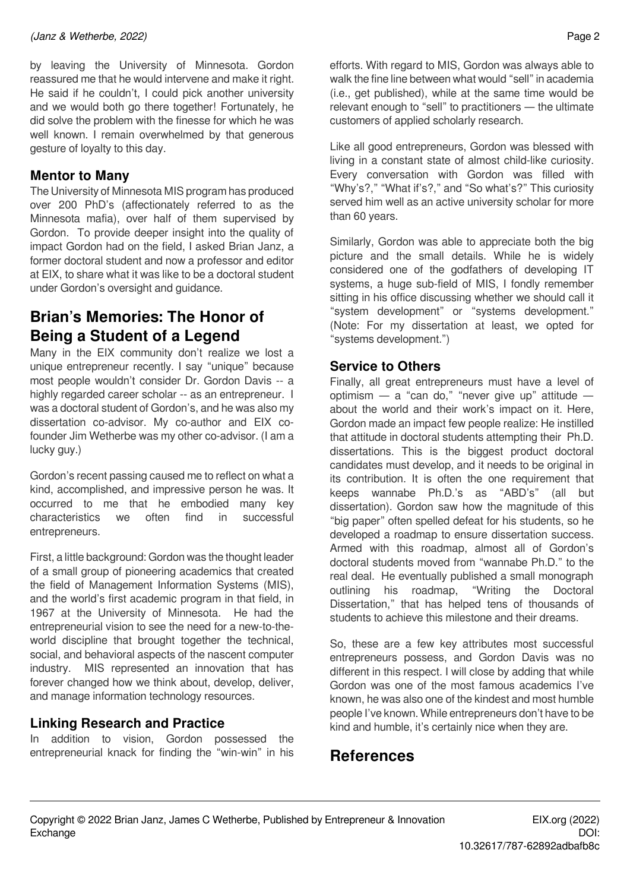by leaving the University of Minnesota. Gordon reassured me that he would intervene and make it right. He said if he couldn't, I could pick another university and we would both go there together! Fortunately, he did solve the problem with the finesse for which he was well known. I remain overwhelmed by that generous gesture of loyalty to this day.

### Mentor to Many

The University of Minnesota MIS program has produced over 200 PhD's (affectionately referred to as the Minnesota mafia), over half of them supervised by Gordon. To provide deeper insight into the quality of impact Gordon had on the field, I asked Brian Janz, a former doctoral student and now a professor and editor at EIX, to share what it was like to be a doctoral student under Gordon's oversight and guidance.

## Brian's Memories: The Honor of Being a Student of a Legend

Many in the EIX community don't realize we lost a unique entrepreneur recently. I say "unique" because most people wouldn't consider Dr. Gordon Davis -- a highly regarded career scholar -- as an entrepreneur. I was a doctoral student of Gordon's, and he was also my dissertation co-advisor. My co-author and EIX co-founder Jim Wetherbe was my other co-advisor. (I am a lucky guy.)

Gordon's recent passing caused me to reflect on what a kind, accomplished, and impressive person he was. It occurred to me that he embodied many key characteristics we often find in successful entrepreneurs.

First, a little background: Gordon was the thought leader of a small group of pioneering academics that created the field of Management Information Systems (MIS), and the world's first academic program in that field, in 1967 at the University of Minnesota. He had the entrepreneurial vision to see the need for a new-to-the-world discipline that brought together the technical, social, and behavioral aspects of the nascent computer industry. MIS represented an innovation that has forever changed how we think about, develop, deliver, and manage information technology resources.

### Linking Research and Practice

In addition to vision, Gordon possessed the entrepreneurial knack for finding the "win-win" in his efforts. With regard to MIS, Gordon was always able to walk the fine line between what would "sell" in academia (i.e., get published), while at the same time would be relevant enough to "sell" to practitioners — the ultimate customers of applied scholarly research.

Like all good entrepreneurs, Gordon was blessed with living in a constant state of almost child-like curiosity. Every conversation with Gordon was filled with "Why's?," "What if's?," and "So what's?" This curiosity served him well as an active university scholar for more than 60 years.

Similarly, Gordon was able to appreciate both the big picture and the small details. While he is widely considered one of the godfathers of developing IT systems, a huge sub-field of MIS, I fondly remember sitting in his office discussing whether we should call it "system development" or "systems development." (Note: For my dissertation at least, we opted for "systems development.")

### Service to Others

Finally, all great entrepreneurs must have a level of optimism — a "can do," "never give up" attitude — about the world and their work's impact on it. Here, Gordon made an impact few people realize: He instilled that attitude in doctoral students attempting their Ph.D. dissertations. This is the biggest product doctoral candidates must develop, and it needs to be original in its contribution. It is often the one requirement that keeps wannabe Ph.D.'s as "ABD's" (all but dissertation). Gordon saw how the magnitude of this "big paper" often spelled defeat for his students, so he developed a roadmap to ensure dissertation success. Armed with this roadmap, almost all of Gordon's doctoral students moved from "wannabe Ph.D." to the real deal. He eventually published a small monograph outlining his roadmap, "Writing the Doctoral Dissertation," that has helped tens of thousands of students to achieve this milestone and their dreams.

So, these are a few key attributes most successful entrepreneurs possess, and Gordon Davis was no different in this respect. I will close by adding that while Gordon was one of the most famous academics I've known, he was also one of the kindest and most humble people I've known. While entrepreneurs don't have to be kind and humble, it's certainly nice when they are.

## References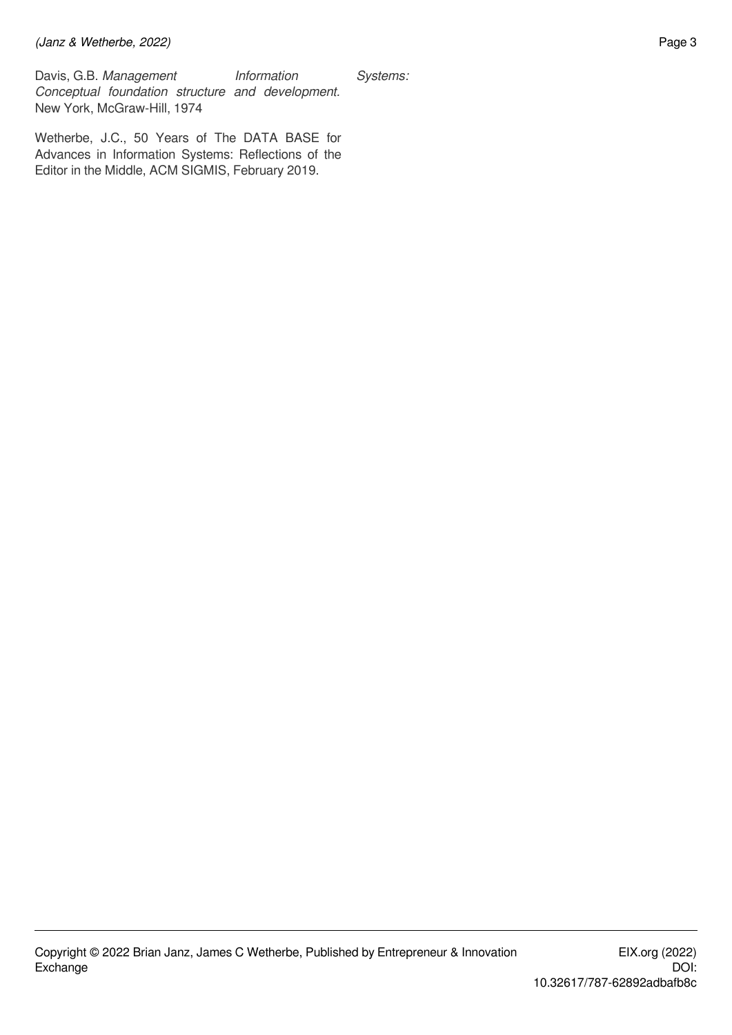Davis, G.B. *Management Information Systems: Conceptual foundation structure and development*. New York, McGraw-Hill, 1974

Wetherbe, J.C., 50 Years of The DATA BASE for Advances in Information Systems: Reflections of the Editor in the Middle, ACM SIGMIS, February 2019.